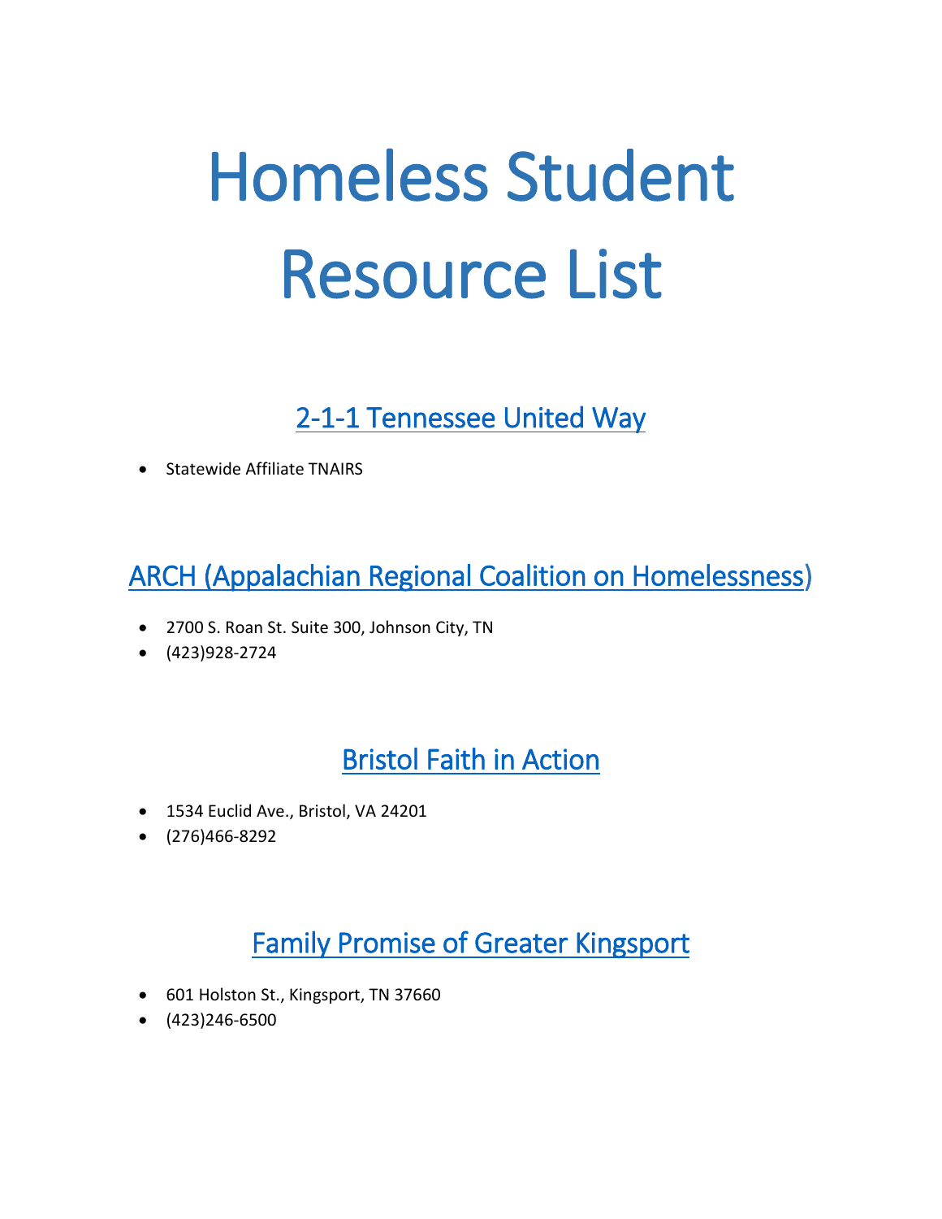# Homeless Student Resource List

## 2-1-1 Tennessee United Way

- Statewide Affiliate TNAIRS

## ARCH (Appalachian Regional Coalition on Homelessness)

- 2700 S. Roan St. Suite 300, Johnson City, TN
- (423)928-2724

## Bristol Faith in Action

- 1534 Euclid Ave., Bristol, VA 24201
- (276)466-8292

## Family Promise of Greater Kingsport

- 601 Holston St., Kingsport, TN 37660
- (423)246-6500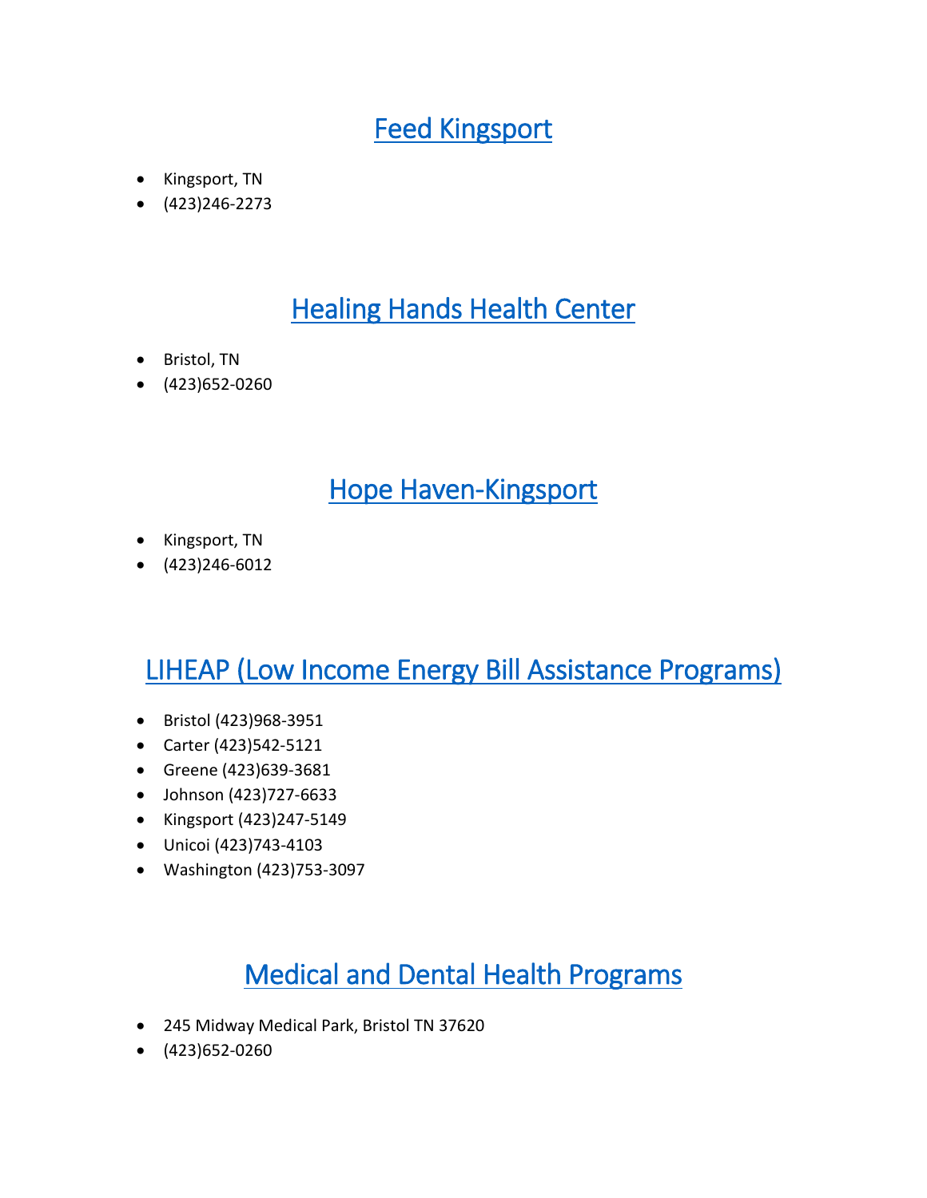## Feed Kingsport

- Kingsport, TN
- (423)246-2273

## Healing Hands Health Center

- Bristol, TN
- (423)652-0260

## Hope Haven-Kingsport

- Kingsport, TN
- (423)246-6012

## LIHEAP (Low Income Energy Bill Assistance Programs)

- Bristol (423)968-3951
- Carter (423)542-5121
- Greene (423)639-3681
- Johnson (423)727-6633
- Kingsport (423)247-5149
- Unicoi (423)743-4103
- Washington (423)753-3097

## Medical and Dental Health Programs

- 245 Midway Medical Park, Bristol TN 37620
- (423)652-0260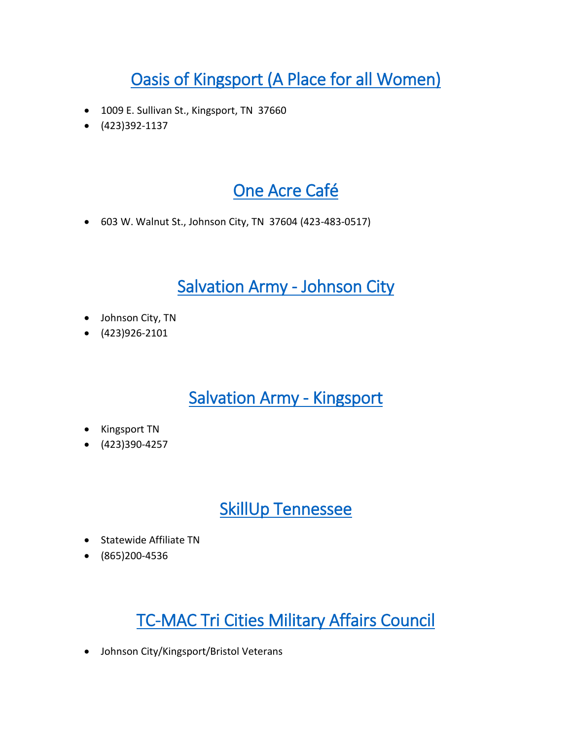## Oasis of Kingsport (A Place for all Women)

- 1009 E. Sullivan St., Kingsport, TN 37660
- (423)392-1137

## One Acre Café

- 603 W. Walnut St., Johnson City, TN 37604 (423-483-0517)

## Salvation Army - Johnson City

- Johnson City, TN
- (423)926-2101

## Salvation Army - Kingsport

- Kingsport TN
- (423)390-4257

## SkillUp Tennessee

- Statewide Affiliate TN
- (865)200-4536

## TC-MAC Tri Cities Military Affairs Council

- Johnson City/Kingsport/Bristol Veterans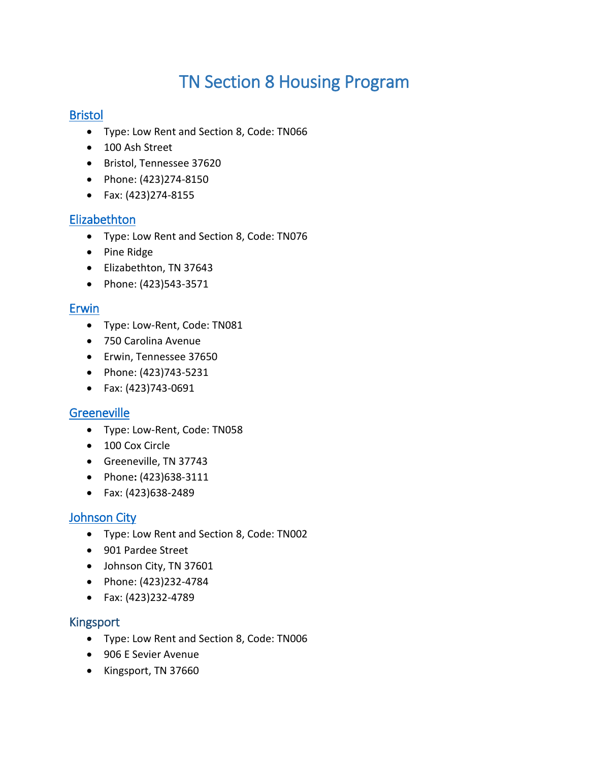# TN Section 8 Housing Program

## Bristol

- Type: Low Rent and Section 8, Code: TN066
- 100 Ash Street
- Bristol, Tennessee 37620
- Phone: (423)274-8150
- Fax: (423)274-8155

## Elizabethton

- Type: Low Rent and Section 8, Code: TN076
- Pine Ridge
- Elizabethton, TN 37643
- Phone: (423)543-3571

## Erwin

- Type: Low-Rent, Code: TN081
- 750 Carolina Avenue
- Erwin, Tennessee 37650
- Phone: (423)743-5231
- Fax: (423)743-0691

## Greeneville

- Type: Low-Rent, Code: TN058
- 100 Cox Circle
- Greeneville, TN 37743
- Phone: (423)638-3111
- Fax: (423)638-2489

## Johnson City

- Type: Low Rent and Section 8, Code: TN002
- 901 Pardee Street
- Johnson City, TN 37601
- Phone: (423)232-4784
- Fax: (423)232-4789

## Kingsport

- Type: Low Rent and Section 8, Code: TN006
- 906 E Sevier Avenue
- Kingsport, TN 37660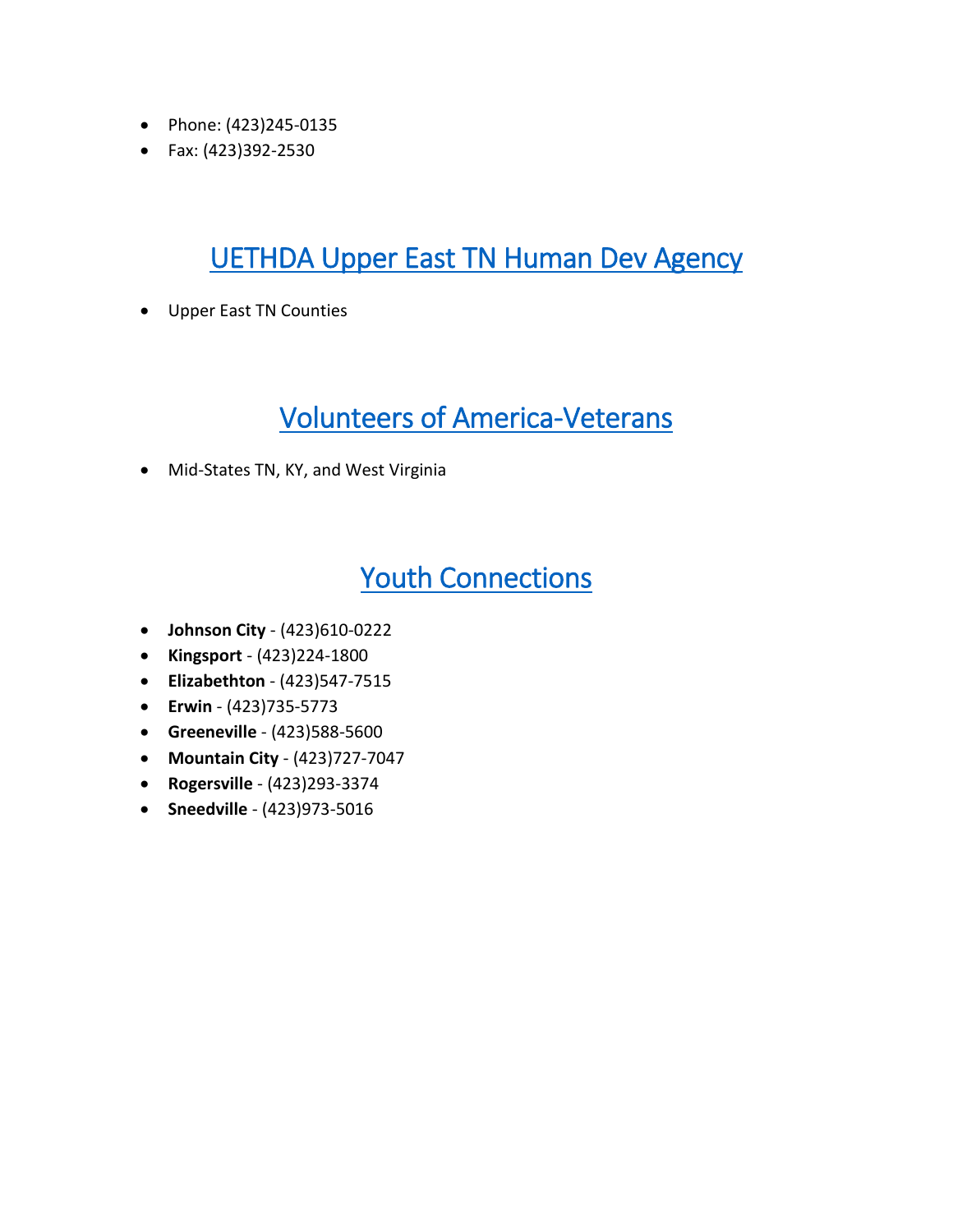- Phone: (423)245-0135
- Fax: (423)392-2530

## UETHDA Upper East TN Human Dev Agency

- Upper East TN Counties

## Volunteers of America-Veterans

- Mid-States TN, KY, and West Virginia

## Youth Connections

- **Johnson City** - (423)610-0222
- **Kingsport** - (423)224-1800
- **Elizabethton** - (423)547-7515
- **Erwin** - (423)735-5773
- **Greeneville** - (423)588-5600
- **Mountain City** - (423)727-7047
- **Rogersville** - (423)293-3374
- **Sneedville** - (423)973-5016